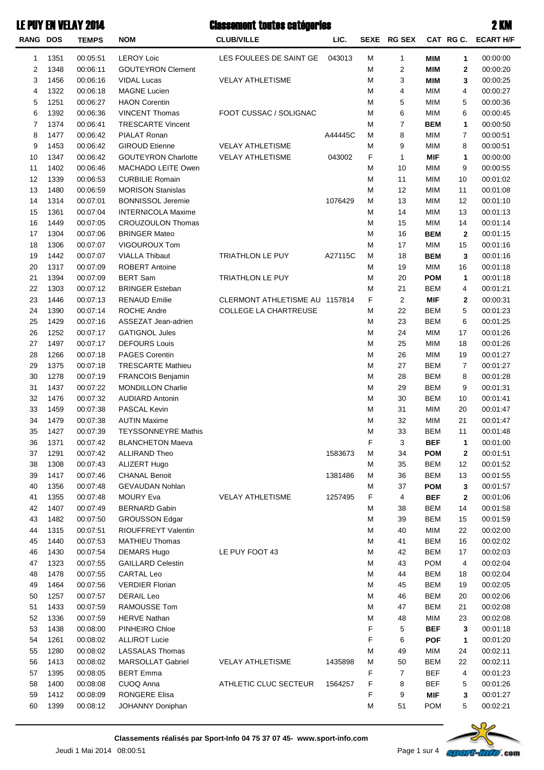# LE PUY EN VELAY 2014 — Classement toutes catégories — 2 KM

| RANG | DOS | TEMPS | NOM | CLUB/VILLE | LIC. | SEXE | RG SEX | CAT | RG C. | ECART H/F |
|---|---|---|---|---|---|---|---|---|---|---|
| 1 | 1351 | 00:05:51 | LEROY Loic | LES FOULEES DE SAINT GE | 043013 | M | 1 | **MIM** | **1** | 00:00:00 |
| 2 | 1348 | 00:06:11 | GOUTEYRON Clement | | | M | 2 | **MIM** | **2** | 00:00:20 |
| 3 | 1456 | 00:06:16 | VIDAL Lucas | VELAY ATHLETISME | | M | 3 | **MIM** | **3** | 00:00:25 |
| 4 | 1322 | 00:06:18 | MAGNE Lucien | | | M | 4 | MIM | 4 | 00:00:27 |
| 5 | 1251 | 00:06:27 | HAON Corentin | | | M | 5 | MIM | 5 | 00:00:36 |
| 6 | 1392 | 00:06:36 | VINCENT Thomas | FOOT CUSSAC / SOLIGNAC | | M | 6 | MIM | 6 | 00:00:45 |
| 7 | 1374 | 00:06:41 | TRESCARTE Vincent | | | M | 7 | **BEM** | **1** | 00:00:50 |
| 8 | 1477 | 00:06:42 | PIALAT Ronan | | A44445C | M | 8 | MIM | 7 | 00:00:51 |
| 9 | 1453 | 00:06:42 | GIROUD Etienne | VELAY ATHLETISME | | M | 9 | MIM | 8 | 00:00:51 |
| 10 | 1347 | 00:06:42 | GOUTEYRON Charlotte | VELAY ATHLETISME | 043002 | F | 1 | **MIF** | **1** | 00:00:00 |
| 11 | 1402 | 00:06:46 | MACHADO LEITE Owen | | | M | 10 | MIM | 9 | 00:00:55 |
| 12 | 1339 | 00:06:53 | CURBILIE Romain | | | M | 11 | MIM | 10 | 00:01:02 |
| 13 | 1480 | 00:06:59 | MORISON Stanislas | | | M | 12 | MIM | 11 | 00:01:08 |
| 14 | 1314 | 00:07:01 | BONNISSOL Jeremie | | 1076429 | M | 13 | MIM | 12 | 00:01:10 |
| 15 | 1361 | 00:07:04 | INTERNICOLA Maxime | | | M | 14 | MIM | 13 | 00:01:13 |
| 16 | 1449 | 00:07:05 | CROUZOULON Thomas | | | M | 15 | MIM | 14 | 00:01:14 |
| 17 | 1304 | 00:07:06 | BRINGER Mateo | | | M | 16 | **BEM** | **2** | 00:01:15 |
| 18 | 1306 | 00:07:07 | VIGOUROUX Tom | | | M | 17 | MIM | 15 | 00:01:16 |
| 19 | 1442 | 00:07:07 | VIALLA Thibaut | TRIATHLON LE PUY | A27115C | M | 18 | **BEM** | **3** | 00:01:16 |
| 20 | 1317 | 00:07:09 | ROBERT Antoine | | | M | 19 | MIM | 16 | 00:01:18 |
| 21 | 1394 | 00:07:09 | BERT Sam | TRIATHLON LE PUY | | M | 20 | **POM** | **1** | 00:01:18 |
| 22 | 1303 | 00:07:12 | BRINGER Esteban | | | M | 21 | BEM | 4 | 00:01:21 |
| 23 | 1446 | 00:07:13 | RENAUD Emilie | CLERMONT ATHLETISME AU | 1157814 | F | 2 | **MIF** | **2** | 00:00:31 |
| 24 | 1390 | 00:07:14 | ROCHE Andre | COLLEGE LA CHARTREUSE | | M | 22 | BEM | 5 | 00:01:23 |
| 25 | 1429 | 00:07:16 | ASSEZAT Jean-adrien | | | M | 23 | BEM | 6 | 00:01:25 |
| 26 | 1252 | 00:07:17 | GATIGNOL Jules | | | M | 24 | MIM | 17 | 00:01:26 |
| 27 | 1497 | 00:07:17 | DEFOURS Louis | | | M | 25 | MIM | 18 | 00:01:26 |
| 28 | 1266 | 00:07:18 | PAGES Corentin | | | M | 26 | MIM | 19 | 00:01:27 |
| 29 | 1375 | 00:07:18 | TRESCARTE Mathieu | | | M | 27 | BEM | 7 | 00:01:27 |
| 30 | 1278 | 00:07:19 | FRANCOIS Benjamin | | | M | 28 | BEM | 8 | 00:01:28 |
| 31 | 1437 | 00:07:22 | MONDILLON Charlie | | | M | 29 | BEM | 9 | 00:01:31 |
| 32 | 1476 | 00:07:32 | AUDIARD Antonin | | | M | 30 | BEM | 10 | 00:01:41 |
| 33 | 1459 | 00:07:38 | PASCAL Kevin | | | M | 31 | MIM | 20 | 00:01:47 |
| 34 | 1479 | 00:07:38 | AUTIN Maxime | | | M | 32 | MIM | 21 | 00:01:47 |
| 35 | 1427 | 00:07:39 | TEYSSONNEYRE Mathis | | | M | 33 | BEM | 11 | 00:01:48 |
| 36 | 1371 | 00:07:42 | BLANCHETON Maeva | | | F | 3 | **BEF** | **1** | 00:01:00 |
| 37 | 1291 | 00:07:42 | ALLIRAND Theo | | 1583673 | M | 34 | **POM** | **2** | 00:01:51 |
| 38 | 1308 | 00:07:43 | ALIZERT Hugo | | | M | 35 | BEM | 12 | 00:01:52 |
| 39 | 1417 | 00:07:46 | CHANAL Benoit | | 1381486 | M | 36 | BEM | 13 | 00:01:55 |
| 40 | 1356 | 00:07:48 | GEVAUDAN Nohlan | | | M | 37 | **POM** | **3** | 00:01:57 |
| 41 | 1355 | 00:07:48 | MOURY Eva | VELAY ATHLETISME | 1257495 | F | 4 | **BEF** | **2** | 00:01:06 |
| 42 | 1407 | 00:07:49 | BERNARD Gabin | | | M | 38 | BEM | 14 | 00:01:58 |
| 43 | 1482 | 00:07:50 | GROUSSON Edgar | | | M | 39 | BEM | 15 | 00:01:59 |
| 44 | 1315 | 00:07:51 | RIOUFFREYT Valentin | | | M | 40 | MIM | 22 | 00:02:00 |
| 45 | 1440 | 00:07:53 | MATHIEU Thomas | | | M | 41 | BEM | 16 | 00:02:02 |
| 46 | 1430 | 00:07:54 | DEMARS Hugo | LE PUY FOOT 43 | | M | 42 | BEM | 17 | 00:02:03 |
| 47 | 1323 | 00:07:55 | GAILLARD Celestin | | | M | 43 | POM | 4 | 00:02:04 |
| 48 | 1478 | 00:07:55 | CARTAL Leo | | | M | 44 | BEM | 18 | 00:02:04 |
| 49 | 1464 | 00:07:56 | VERDIER Florian | | | M | 45 | BEM | 19 | 00:02:05 |
| 50 | 1257 | 00:07:57 | DERAIL Leo | | | M | 46 | BEM | 20 | 00:02:06 |
| 51 | 1433 | 00:07:59 | RAMOUSSE Tom | | | M | 47 | BEM | 21 | 00:02:08 |
| 52 | 1336 | 00:07:59 | HERVE Nathan | | | M | 48 | MIM | 23 | 00:02:08 |
| 53 | 1438 | 00:08:00 | PINHEIRO Chloe | | | F | 5 | **BEF** | **3** | 00:01:18 |
| 54 | 1261 | 00:08:02 | ALLIROT Lucie | | | F | 6 | **POF** | **1** | 00:01:20 |
| 55 | 1280 | 00:08:02 | LASSALAS Thomas | | | M | 49 | MIM | 24 | 00:02:11 |
| 56 | 1413 | 00:08:02 | MARSOLLAT Gabriel | VELAY ATHLETISME | 1435898 | M | 50 | BEM | 22 | 00:02:11 |
| 57 | 1395 | 00:08:05 | BERT Emma | | | F | 7 | BEF | 4 | 00:01:23 |
| 58 | 1400 | 00:08:08 | CUOQ Anna | ATHLETIC CLUC SECTEUR | 1564257 | F | 8 | BEF | 5 | 00:01:26 |
| 59 | 1412 | 00:08:09 | RONGERE Elisa | | | F | 9 | **MIF** | **3** | 00:01:27 |
| 60 | 1399 | 00:08:12 | JOHANNY Doniphan | | | M | 51 | POM | 5 | 00:02:21 |

**Classements réalisés par Sport-Info 04 75 37 07 45- www.sport-info.com**

Jeudi 1 Mai 2014 08:00:51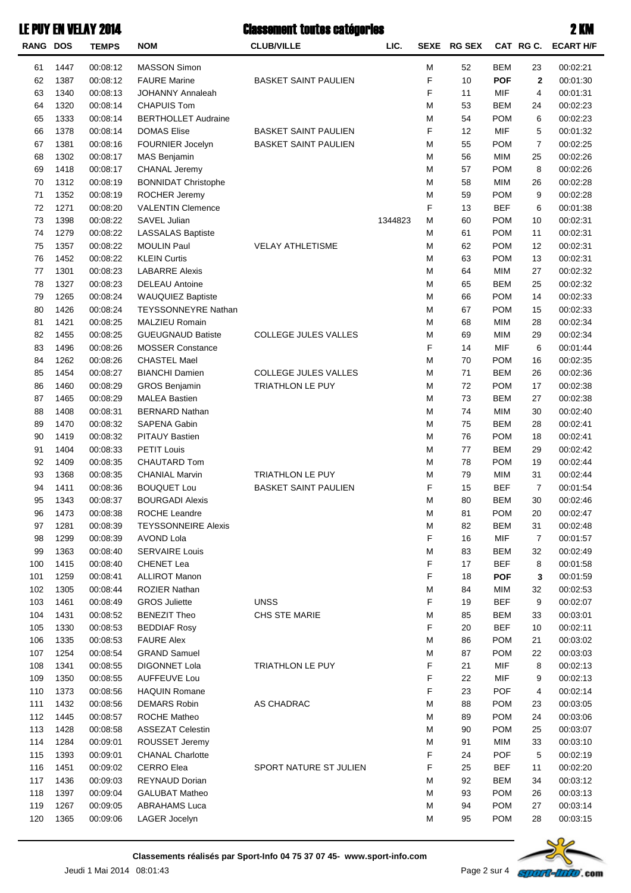# LE PUY EN VELAY 2014

## Classement toutes catégories

## 2 KM

| RANG | DOS | TEMPS | NOM | CLUB/VILLE | LIC. | SEXE | RG SEX | CAT | RG C. | ECART H/F |
|---|---|---|---|---|---|---|---|---|---|---|
| 61 | 1447 | 00:08:12 | MASSON Simon | | | M | 52 | BEM | 23 | 00:02:21 |
| 62 | 1387 | 00:08:12 | FAURE Marine | BASKET SAINT PAULIEN | | F | 10 | **POF** | **2** | 00:01:30 |
| 63 | 1340 | 00:08:13 | JOHANNY Annaleah | | | F | 11 | MIF | 4 | 00:01:31 |
| 64 | 1320 | 00:08:14 | CHAPUIS Tom | | | M | 53 | BEM | 24 | 00:02:23 |
| 65 | 1333 | 00:08:14 | BERTHOLLET Audraine | | | M | 54 | POM | 6 | 00:02:23 |
| 66 | 1378 | 00:08:14 | DOMAS Elise | BASKET SAINT PAULIEN | | F | 12 | MIF | 5 | 00:01:32 |
| 67 | 1381 | 00:08:16 | FOURNIER Jocelyn | BASKET SAINT PAULIEN | | M | 55 | POM | 7 | 00:02:25 |
| 68 | 1302 | 00:08:17 | MAS Benjamin | | | M | 56 | MIM | 25 | 00:02:26 |
| 69 | 1418 | 00:08:17 | CHANAL Jeremy | | | M | 57 | POM | 8 | 00:02:26 |
| 70 | 1312 | 00:08:19 | BONNIDAT Christophe | | | M | 58 | MIM | 26 | 00:02:28 |
| 71 | 1352 | 00:08:19 | ROCHER Jeremy | | | M | 59 | POM | 9 | 00:02:28 |
| 72 | 1271 | 00:08:20 | VALENTIN Clemence | | | F | 13 | BEF | 6 | 00:01:38 |
| 73 | 1398 | 00:08:22 | SAVEL Julian | | 1344823 | M | 60 | POM | 10 | 00:02:31 |
| 74 | 1279 | 00:08:22 | LASSALAS Baptiste | | | M | 61 | POM | 11 | 00:02:31 |
| 75 | 1357 | 00:08:22 | MOULIN Paul | VELAY ATHLETISME | | M | 62 | POM | 12 | 00:02:31 |
| 76 | 1452 | 00:08:22 | KLEIN Curtis | | | M | 63 | POM | 13 | 00:02:31 |
| 77 | 1301 | 00:08:23 | LABARRE Alexis | | | M | 64 | MIM | 27 | 00:02:32 |
| 78 | 1327 | 00:08:23 | DELEAU Antoine | | | M | 65 | BEM | 25 | 00:02:32 |
| 79 | 1265 | 00:08:24 | WAUQUIEZ Baptiste | | | M | 66 | POM | 14 | 00:02:33 |
| 80 | 1426 | 00:08:24 | TEYSSONNEYRE Nathan | | | M | 67 | POM | 15 | 00:02:33 |
| 81 | 1421 | 00:08:25 | MALZIEU Romain | | | M | 68 | MIM | 28 | 00:02:34 |
| 82 | 1455 | 00:08:25 | GUEUGNAUD Batiste | COLLEGE JULES VALLES | | M | 69 | MIM | 29 | 00:02:34 |
| 83 | 1496 | 00:08:26 | MOSSER Constance | | | F | 14 | MIF | 6 | 00:01:44 |
| 84 | 1262 | 00:08:26 | CHASTEL Mael | | | M | 70 | POM | 16 | 00:02:35 |
| 85 | 1454 | 00:08:27 | BIANCHI Damien | COLLEGE JULES VALLES | | M | 71 | BEM | 26 | 00:02:36 |
| 86 | 1460 | 00:08:29 | GROS Benjamin | TRIATHLON LE PUY | | M | 72 | POM | 17 | 00:02:38 |
| 87 | 1465 | 00:08:29 | MALEA Bastien | | | M | 73 | BEM | 27 | 00:02:38 |
| 88 | 1408 | 00:08:31 | BERNARD Nathan | | | M | 74 | MIM | 30 | 00:02:40 |
| 89 | 1470 | 00:08:32 | SAPENA Gabin | | | M | 75 | BEM | 28 | 00:02:41 |
| 90 | 1419 | 00:08:32 | PITAUY Bastien | | | M | 76 | POM | 18 | 00:02:41 |
| 91 | 1404 | 00:08:33 | PETIT Louis | | | M | 77 | BEM | 29 | 00:02:42 |
| 92 | 1409 | 00:08:35 | CHAUTARD Tom | | | M | 78 | POM | 19 | 00:02:44 |
| 93 | 1368 | 00:08:35 | CHANIAL Marvin | TRIATHLON LE PUY | | M | 79 | MIM | 31 | 00:02:44 |
| 94 | 1411 | 00:08:36 | BOUQUET Lou | BASKET SAINT PAULIEN | | F | 15 | BEF | 7 | 00:01:54 |
| 95 | 1343 | 00:08:37 | BOURGADI Alexis | | | M | 80 | BEM | 30 | 00:02:46 |
| 96 | 1473 | 00:08:38 | ROCHE Leandre | | | M | 81 | POM | 20 | 00:02:47 |
| 97 | 1281 | 00:08:39 | TEYSSONNEIRE Alexis | | | M | 82 | BEM | 31 | 00:02:48 |
| 98 | 1299 | 00:08:39 | AVOND Lola | | | F | 16 | MIF | 7 | 00:01:57 |
| 99 | 1363 | 00:08:40 | SERVAIRE Louis | | | M | 83 | BEM | 32 | 00:02:49 |
| 100 | 1415 | 00:08:40 | CHENET Lea | | | F | 17 | BEF | 8 | 00:01:58 |
| 101 | 1259 | 00:08:41 | ALLIROT Manon | | | F | 18 | **POF** | **3** | 00:01:59 |
| 102 | 1305 | 00:08:44 | ROZIER Nathan | | | M | 84 | MIM | 32 | 00:02:53 |
| 103 | 1461 | 00:08:49 | GROS Juliette | UNSS | | F | 19 | BEF | 9 | 00:02:07 |
| 104 | 1431 | 00:08:52 | BENEZIT Theo | CHS STE MARIE | | M | 85 | BEM | 33 | 00:03:01 |
| 105 | 1330 | 00:08:53 | BEDDIAF Rosy | | | F | 20 | BEF | 10 | 00:02:11 |
| 106 | 1335 | 00:08:53 | FAURE Alex | | | M | 86 | POM | 21 | 00:03:02 |
| 107 | 1254 | 00:08:54 | GRAND Samuel | | | M | 87 | POM | 22 | 00:03:03 |
| 108 | 1341 | 00:08:55 | DIGONNET Lola | TRIATHLON LE PUY | | F | 21 | MIF | 8 | 00:02:13 |
| 109 | 1350 | 00:08:55 | AUFFEUVE Lou | | | F | 22 | MIF | 9 | 00:02:13 |
| 110 | 1373 | 00:08:56 | HAQUIN Romane | | | F | 23 | POF | 4 | 00:02:14 |
| 111 | 1432 | 00:08:56 | DEMARS Robin | AS CHADRAC | | M | 88 | POM | 23 | 00:03:05 |
| 112 | 1445 | 00:08:57 | ROCHE Matheo | | | M | 89 | POM | 24 | 00:03:06 |
| 113 | 1428 | 00:08:58 | ASSEZAT Celestin | | | M | 90 | POM | 25 | 00:03:07 |
| 114 | 1284 | 00:09:01 | ROUSSET Jeremy | | | M | 91 | MIM | 33 | 00:03:10 |
| 115 | 1393 | 00:09:01 | CHANAL Charlotte | | | F | 24 | POF | 5 | 00:02:19 |
| 116 | 1451 | 00:09:02 | CERRO Elea | SPORT NATURE ST JULIEN | | F | 25 | BEF | 11 | 00:02:20 |
| 117 | 1436 | 00:09:03 | REYNAUD Dorian | | | M | 92 | BEM | 34 | 00:03:12 |
| 118 | 1397 | 00:09:04 | GALUBAT Matheo | | | M | 93 | POM | 26 | 00:03:13 |
| 119 | 1267 | 00:09:05 | ABRAHAMS Luca | | | M | 94 | POM | 27 | 00:03:14 |
| 120 | 1365 | 00:09:06 | LAGER Jocelyn | | | M | 95 | POM | 28 | 00:03:15 |

**Classements réalisés par Sport-Info 04 75 37 07 45- www.sport-info.com**

Jeudi 1 Mai 2014 08:01:43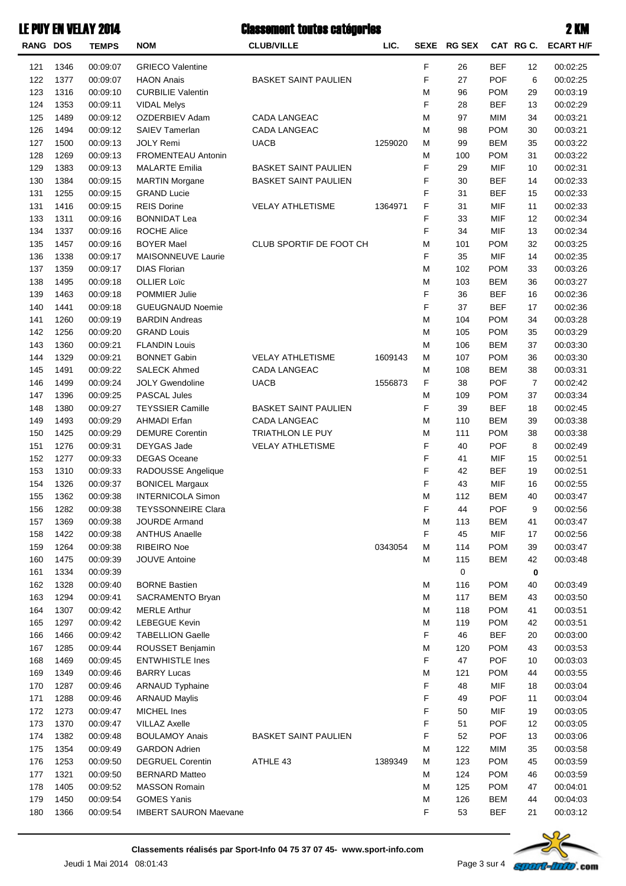# LE PUY EN VELAY 2014

## Classement toutes catégories

## 2 KM

| RANG | DOS | TEMPS | NOM | CLUB/VILLE | LIC. | SEXE | RG SEX | CAT | RG C. | ECART H/F |
|---|---|---|---|---|---|---|---|---|---|---|
| 121 | 1346 | 00:09:07 | GRIECO Valentine | | | F | 26 | BEF | 12 | 00:02:25 |
| 122 | 1377 | 00:09:07 | HAON Anais | BASKET SAINT PAULIEN | | F | 27 | POF | 6 | 00:02:25 |
| 123 | 1316 | 00:09:10 | CURBILIE Valentin | | | M | 96 | POM | 29 | 00:03:19 |
| 124 | 1353 | 00:09:11 | VIDAL Melys | | | F | 28 | BEF | 13 | 00:02:29 |
| 125 | 1489 | 00:09:12 | OZDERBIEV Adam | CADA LANGEAC | | M | 97 | MIM | 34 | 00:03:21 |
| 126 | 1494 | 00:09:12 | SAIEV Tamerlan | CADA LANGEAC | | M | 98 | POM | 30 | 00:03:21 |
| 127 | 1500 | 00:09:13 | JOLY Remi | UACB | 1259020 | M | 99 | BEM | 35 | 00:03:22 |
| 128 | 1269 | 00:09:13 | FROMENTEAU Antonin | | | M | 100 | POM | 31 | 00:03:22 |
| 129 | 1383 | 00:09:13 | MALARTE Emilia | BASKET SAINT PAULIEN | | F | 29 | MIF | 10 | 00:02:31 |
| 130 | 1384 | 00:09:15 | MARTIN Morgane | BASKET SAINT PAULIEN | | F | 30 | BEF | 14 | 00:02:33 |
| 131 | 1255 | 00:09:15 | GRAND Lucie | | | F | 31 | BEF | 15 | 00:02:33 |
| 131 | 1416 | 00:09:15 | REIS Dorine | VELAY ATHLETISME | 1364971 | F | 31 | MIF | 11 | 00:02:33 |
| 133 | 1311 | 00:09:16 | BONNIDAT Lea | | | F | 33 | MIF | 12 | 00:02:34 |
| 134 | 1337 | 00:09:16 | ROCHE Alice | | | F | 34 | MIF | 13 | 00:02:34 |
| 135 | 1457 | 00:09:16 | BOYER Mael | CLUB SPORTIF DE FOOT CH | | M | 101 | POM | 32 | 00:03:25 |
| 136 | 1338 | 00:09:17 | MAISONNEUVE Laurie | | | F | 35 | MIF | 14 | 00:02:35 |
| 137 | 1359 | 00:09:17 | DIAS Florian | | | M | 102 | POM | 33 | 00:03:26 |
| 138 | 1495 | 00:09:18 | OLLIER Loïc | | | M | 103 | BEM | 36 | 00:03:27 |
| 139 | 1463 | 00:09:18 | POMMIER Julie | | | F | 36 | BEF | 16 | 00:02:36 |
| 140 | 1441 | 00:09:18 | GUEUGNAUD Noemie | | | F | 37 | BEF | 17 | 00:02:36 |
| 141 | 1260 | 00:09:19 | BARDIN Andreas | | | M | 104 | POM | 34 | 00:03:28 |
| 142 | 1256 | 00:09:20 | GRAND Louis | | | M | 105 | POM | 35 | 00:03:29 |
| 143 | 1360 | 00:09:21 | FLANDIN Louis | | | M | 106 | BEM | 37 | 00:03:30 |
| 144 | 1329 | 00:09:21 | BONNET Gabin | VELAY ATHLETISME | 1609143 | M | 107 | POM | 36 | 00:03:30 |
| 145 | 1491 | 00:09:22 | SALECK Ahmed | CADA LANGEAC | | M | 108 | BEM | 38 | 00:03:31 |
| 146 | 1499 | 00:09:24 | JOLY Gwendoline | UACB | 1556873 | F | 38 | POF | 7 | 00:02:42 |
| 147 | 1396 | 00:09:25 | PASCAL Jules | | | M | 109 | POM | 37 | 00:03:34 |
| 148 | 1380 | 00:09:27 | TEYSSIER Camille | BASKET SAINT PAULIEN | | F | 39 | BEF | 18 | 00:02:45 |
| 149 | 1493 | 00:09:29 | AHMADI Erfan | CADA LANGEAC | | M | 110 | BEM | 39 | 00:03:38 |
| 150 | 1425 | 00:09:29 | DEMURE Corentin | TRIATHLON LE PUY | | M | 111 | POM | 38 | 00:03:38 |
| 151 | 1276 | 00:09:31 | DEYGAS Jade | VELAY ATHLETISME | | F | 40 | POF | 8 | 00:02:49 |
| 152 | 1277 | 00:09:33 | DEGAS Oceane | | | F | 41 | MIF | 15 | 00:02:51 |
| 153 | 1310 | 00:09:33 | RADOUSSE Angelique | | | F | 42 | BEF | 19 | 00:02:51 |
| 154 | 1326 | 00:09:37 | BONICEL Margaux | | | F | 43 | MIF | 16 | 00:02:55 |
| 155 | 1362 | 00:09:38 | INTERNICOLA Simon | | | M | 112 | BEM | 40 | 00:03:47 |
| 156 | 1282 | 00:09:38 | TEYSSONNEIRE Clara | | | F | 44 | POF | 9 | 00:02:56 |
| 157 | 1369 | 00:09:38 | JOURDE Armand | | | M | 113 | BEM | 41 | 00:03:47 |
| 158 | 1422 | 00:09:38 | ANTHUS Anaelle | | | F | 45 | MIF | 17 | 00:02:56 |
| 159 | 1264 | 00:09:38 | RIBEIRO Noe | | 0343054 | M | 114 | POM | 39 | 00:03:47 |
| 160 | 1475 | 00:09:39 | JOUVE Antoine | | | M | 115 | BEM | 42 | 00:03:48 |
| 161 | 1334 | 00:09:39 | | | | | 0 | | **0** | |
| 162 | 1328 | 00:09:40 | BORNE Bastien | | | M | 116 | POM | 40 | 00:03:49 |
| 163 | 1294 | 00:09:41 | SACRAMENTO Bryan | | | M | 117 | BEM | 43 | 00:03:50 |
| 164 | 1307 | 00:09:42 | MERLE Arthur | | | M | 118 | POM | 41 | 00:03:51 |
| 165 | 1297 | 00:09:42 | LEBEGUE Kevin | | | M | 119 | POM | 42 | 00:03:51 |
| 166 | 1466 | 00:09:42 | TABELLION Gaelle | | | F | 46 | BEF | 20 | 00:03:00 |
| 167 | 1285 | 00:09:44 | ROUSSET Benjamin | | | M | 120 | POM | 43 | 00:03:53 |
| 168 | 1469 | 00:09:45 | ENTWHISTLE Ines | | | F | 47 | POF | 10 | 00:03:03 |
| 169 | 1349 | 00:09:46 | BARRY Lucas | | | M | 121 | POM | 44 | 00:03:55 |
| 170 | 1287 | 00:09:46 | ARNAUD Typhaine | | | F | 48 | MIF | 18 | 00:03:04 |
| 171 | 1288 | 00:09:46 | ARNAUD Maylis | | | F | 49 | POF | 11 | 00:03:04 |
| 172 | 1273 | 00:09:47 | MICHEL Ines | | | F | 50 | MIF | 19 | 00:03:05 |
| 173 | 1370 | 00:09:47 | VILLAZ Axelle | | | F | 51 | POF | 12 | 00:03:05 |
| 174 | 1382 | 00:09:48 | BOULAMOY Anais | BASKET SAINT PAULIEN | | F | 52 | POF | 13 | 00:03:06 |
| 175 | 1354 | 00:09:49 | GARDON Adrien | | | M | 122 | MIM | 35 | 00:03:58 |
| 176 | 1253 | 00:09:50 | DEGRUEL Corentin | ATHLE 43 | 1389349 | M | 123 | POM | 45 | 00:03:59 |
| 177 | 1321 | 00:09:50 | BERNARD Matteo | | | M | 124 | POM | 46 | 00:03:59 |
| 178 | 1405 | 00:09:52 | MASSON Romain | | | M | 125 | POM | 47 | 00:04:01 |
| 179 | 1450 | 00:09:54 | GOMES Yanis | | | M | 126 | BEM | 44 | 00:04:03 |
| 180 | 1366 | 00:09:54 | IMBERT SAURON Maevane | | | F | 53 | BEF | 21 | 00:03:12 |

**Classements réalisés par Sport-Info 04 75 37 07 45- www.sport-info.com**

Jeudi 1 Mai 2014 08:01:43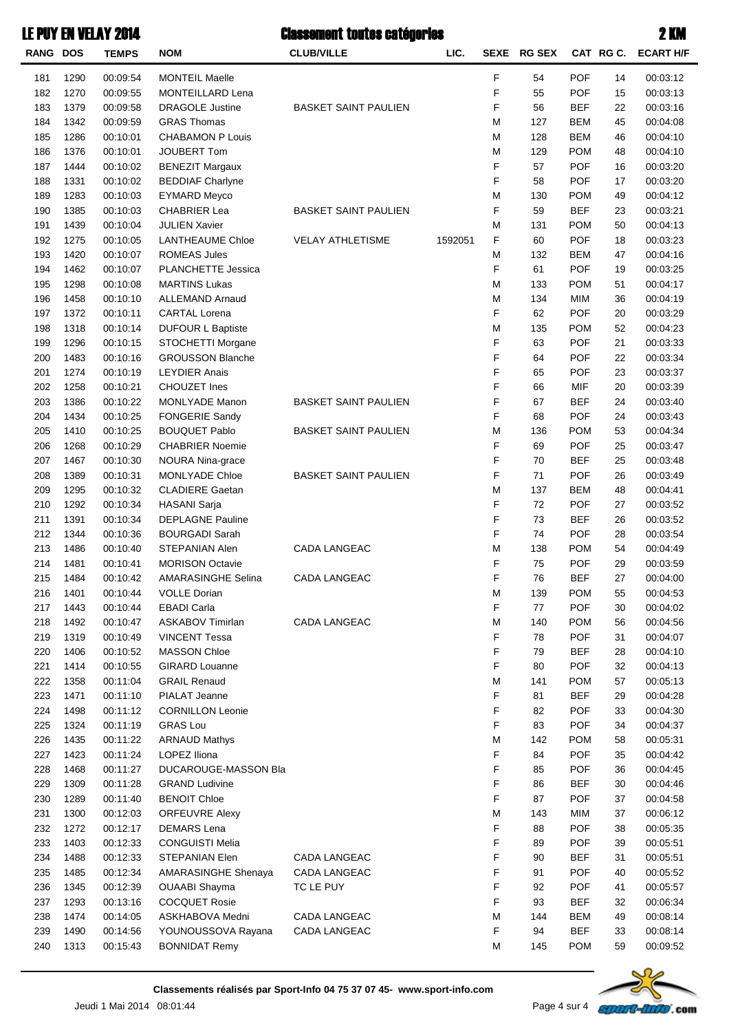# LE PUY EN VELAY 2014 — Classement toutes catégories — 2 KM

| RANG | DOS | TEMPS | NOM | CLUB/VILLE | LIC. | SEXE | RG SEX | CAT | RG C. | ECART H/F |
|---|---|---|---|---|---|---|---|---|---|---|
| 181 | 1290 | 00:09:54 | MONTEIL Maelle | | | F | 54 | POF | 14 | 00:03:12 |
| 182 | 1270 | 00:09:55 | MONTEILLARD Lena | | | F | 55 | POF | 15 | 00:03:13 |
| 183 | 1379 | 00:09:58 | DRAGOLE Justine | BASKET SAINT PAULIEN | | F | 56 | BEF | 22 | 00:03:16 |
| 184 | 1342 | 00:09:59 | GRAS Thomas | | | M | 127 | BEM | 45 | 00:04:08 |
| 185 | 1286 | 00:10:01 | CHABAMON P Louis | | | M | 128 | BEM | 46 | 00:04:10 |
| 186 | 1376 | 00:10:01 | JOUBERT Tom | | | M | 129 | POM | 48 | 00:04:10 |
| 187 | 1444 | 00:10:02 | BENEZIT Margaux | | | F | 57 | POF | 16 | 00:03:20 |
| 188 | 1331 | 00:10:02 | BEDDIAF Charlyne | | | F | 58 | POF | 17 | 00:03:20 |
| 189 | 1283 | 00:10:03 | EYMARD Meyco | | | M | 130 | POM | 49 | 00:04:12 |
| 190 | 1385 | 00:10:03 | CHABRIER Lea | BASKET SAINT PAULIEN | | F | 59 | BEF | 23 | 00:03:21 |
| 191 | 1439 | 00:10:04 | JULIEN Xavier | | | M | 131 | POM | 50 | 00:04:13 |
| 192 | 1275 | 00:10:05 | LANTHEAUME Chloe | VELAY ATHLETISME | 1592051 | F | 60 | POF | 18 | 00:03:23 |
| 193 | 1420 | 00:10:07 | ROMEAS Jules | | | M | 132 | BEM | 47 | 00:04:16 |
| 194 | 1462 | 00:10:07 | PLANCHETTE Jessica | | | F | 61 | POF | 19 | 00:03:25 |
| 195 | 1298 | 00:10:08 | MARTINS Lukas | | | M | 133 | POM | 51 | 00:04:17 |
| 196 | 1458 | 00:10:10 | ALLEMAND Arnaud | | | M | 134 | MIM | 36 | 00:04:19 |
| 197 | 1372 | 00:10:11 | CARTAL Lorena | | | F | 62 | POF | 20 | 00:03:29 |
| 198 | 1318 | 00:10:14 | DUFOUR L Baptiste | | | M | 135 | POM | 52 | 00:04:23 |
| 199 | 1296 | 00:10:15 | STOCHETTI Morgane | | | F | 63 | POF | 21 | 00:03:33 |
| 200 | 1483 | 00:10:16 | GROUSSON Blanche | | | F | 64 | POF | 22 | 00:03:34 |
| 201 | 1274 | 00:10:19 | LEYDIER Anais | | | F | 65 | POF | 23 | 00:03:37 |
| 202 | 1258 | 00:10:21 | CHOUZET Ines | | | F | 66 | MIF | 20 | 00:03:39 |
| 203 | 1386 | 00:10:22 | MONLYADE Manon | BASKET SAINT PAULIEN | | F | 67 | BEF | 24 | 00:03:40 |
| 204 | 1434 | 00:10:25 | FONGERIE Sandy | | | F | 68 | POF | 24 | 00:03:43 |
| 205 | 1410 | 00:10:25 | BOUQUET Pablo | BASKET SAINT PAULIEN | | M | 136 | POM | 53 | 00:04:34 |
| 206 | 1268 | 00:10:29 | CHABRIER Noemie | | | F | 69 | POF | 25 | 00:03:47 |
| 207 | 1467 | 00:10:30 | NOURA Nina-grace | | | F | 70 | BEF | 25 | 00:03:48 |
| 208 | 1389 | 00:10:31 | MONLYADE Chloe | BASKET SAINT PAULIEN | | F | 71 | POF | 26 | 00:03:49 |
| 209 | 1295 | 00:10:32 | CLADIERE Gaetan | | | M | 137 | BEM | 48 | 00:04:41 |
| 210 | 1292 | 00:10:34 | HASANI Sarja | | | F | 72 | POF | 27 | 00:03:52 |
| 211 | 1391 | 00:10:34 | DEPLAGNE Pauline | | | F | 73 | BEF | 26 | 00:03:52 |
| 212 | 1344 | 00:10:36 | BOURGADI Sarah | | | F | 74 | POF | 28 | 00:03:54 |
| 213 | 1486 | 00:10:40 | STEPANIAN Alen | CADA LANGEAC | | M | 138 | POM | 54 | 00:04:49 |
| 214 | 1481 | 00:10:41 | MORISON Octavie | | | F | 75 | POF | 29 | 00:03:59 |
| 215 | 1484 | 00:10:42 | AMARASINGHE Selina | CADA LANGEAC | | F | 76 | BEF | 27 | 00:04:00 |
| 216 | 1401 | 00:10:44 | VOLLE Dorian | | | M | 139 | POM | 55 | 00:04:53 |
| 217 | 1443 | 00:10:44 | EBADI Carla | | | F | 77 | POF | 30 | 00:04:02 |
| 218 | 1492 | 00:10:47 | ASKABOV Timirlan | CADA LANGEAC | | M | 140 | POM | 56 | 00:04:56 |
| 219 | 1319 | 00:10:49 | VINCENT Tessa | | | F | 78 | POF | 31 | 00:04:07 |
| 220 | 1406 | 00:10:52 | MASSON Chloe | | | F | 79 | BEF | 28 | 00:04:10 |
| 221 | 1414 | 00:10:55 | GIRARD Louanne | | | F | 80 | POF | 32 | 00:04:13 |
| 222 | 1358 | 00:11:04 | GRAIL Renaud | | | M | 141 | POM | 57 | 00:05:13 |
| 223 | 1471 | 00:11:10 | PIALAT Jeanne | | | F | 81 | BEF | 29 | 00:04:28 |
| 224 | 1498 | 00:11:12 | CORNILLON Leonie | | | F | 82 | POF | 33 | 00:04:30 |
| 225 | 1324 | 00:11:19 | GRAS Lou | | | F | 83 | POF | 34 | 00:04:37 |
| 226 | 1435 | 00:11:22 | ARNAUD Mathys | | | M | 142 | POM | 58 | 00:05:31 |
| 227 | 1423 | 00:11:24 | LOPEZ Iliona | | | F | 84 | POF | 35 | 00:04:42 |
| 228 | 1468 | 00:11:27 | DUCAROUGE-MASSON Bla | | | F | 85 | POF | 36 | 00:04:45 |
| 229 | 1309 | 00:11:28 | GRAND Ludivine | | | F | 86 | BEF | 30 | 00:04:46 |
| 230 | 1289 | 00:11:40 | BENOIT Chloe | | | F | 87 | POF | 37 | 00:04:58 |
| 231 | 1300 | 00:12:03 | ORFEUVRE Alexy | | | M | 143 | MIM | 37 | 00:06:12 |
| 232 | 1272 | 00:12:17 | DEMARS Lena | | | F | 88 | POF | 38 | 00:05:35 |
| 233 | 1403 | 00:12:33 | CONGUISTI Melia | | | F | 89 | POF | 39 | 00:05:51 |
| 234 | 1488 | 00:12:33 | STEPANIAN Elen | CADA LANGEAC | | F | 90 | BEF | 31 | 00:05:51 |
| 235 | 1485 | 00:12:34 | AMARASINGHE Shenaya | CADA LANGEAC | | F | 91 | POF | 40 | 00:05:52 |
| 236 | 1345 | 00:12:39 | OUAABI Shayma | TC LE PUY | | F | 92 | POF | 41 | 00:05:57 |
| 237 | 1293 | 00:13:16 | COCQUET Rosie | | | F | 93 | BEF | 32 | 00:06:34 |
| 238 | 1474 | 00:14:05 | ASKHABOVA Medni | CADA LANGEAC | | M | 144 | BEM | 49 | 00:08:14 |
| 239 | 1490 | 00:14:56 | YOUNOUSSOVA Rayana | CADA LANGEAC | | F | 94 | BEF | 33 | 00:08:14 |
| 240 | 1313 | 00:15:43 | BONNIDAT Remy | | | M | 145 | POM | 59 | 00:09:52 |

**Classements réalisés par Sport-Info 04 75 37 07 45- www.sport-info.com**

Jeudi 1 Mai 2014 08:01:44